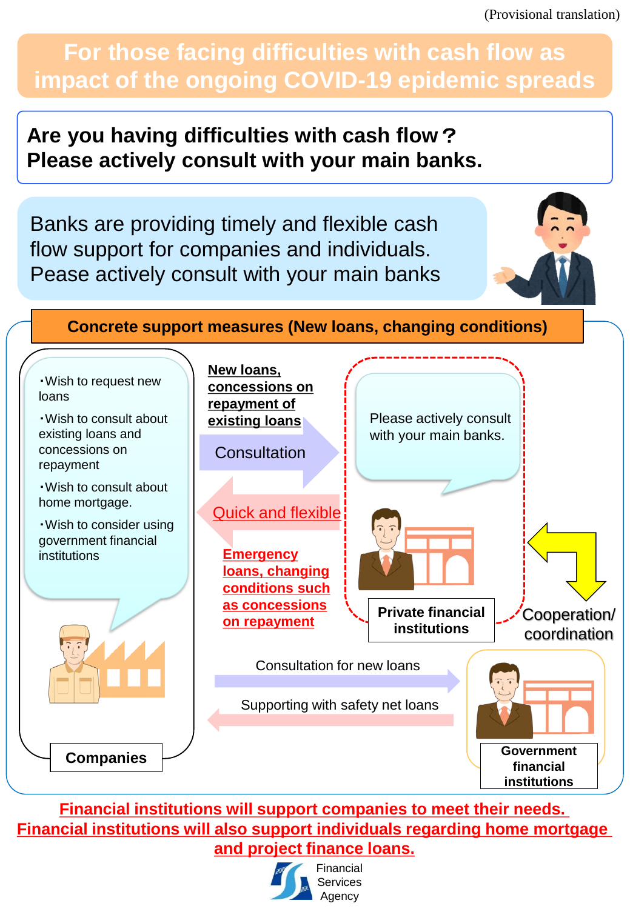(Provisional translation)

# For those facing difficulties with cash flow as impact of the ongoing COVID-19 epidemic spreads

**Are you having difficulties with cash flow？
Please actively consult with your main banks.**

Banks are providing timely and flexible cash flow support for companies and individuals.
Pease actively consult with your main banks

## Concrete support measures (New loans, changing conditions)

**Companies**

- ・Wish to request new loans
- ・Wish to consult about existing loans and concessions on repayment
- ・Wish to consult about home mortgage.
- ・Wish to consider using government financial institutions

**New loans, concessions on repayment of existing loans**

Consultation

Quick and flexible

**Emergency loans, changing conditions such as concessions on repayment**

**Private financial institutions**

Please actively consult with your main banks.

Cooperation/ coordination

Consultation for new loans

Supporting with safety net loans

**Government financial institutions**

**Financial institutions will support companies to meet their needs.
Financial institutions will also support individuals regarding home mortgage and project finance loans.**

Financial Services Agency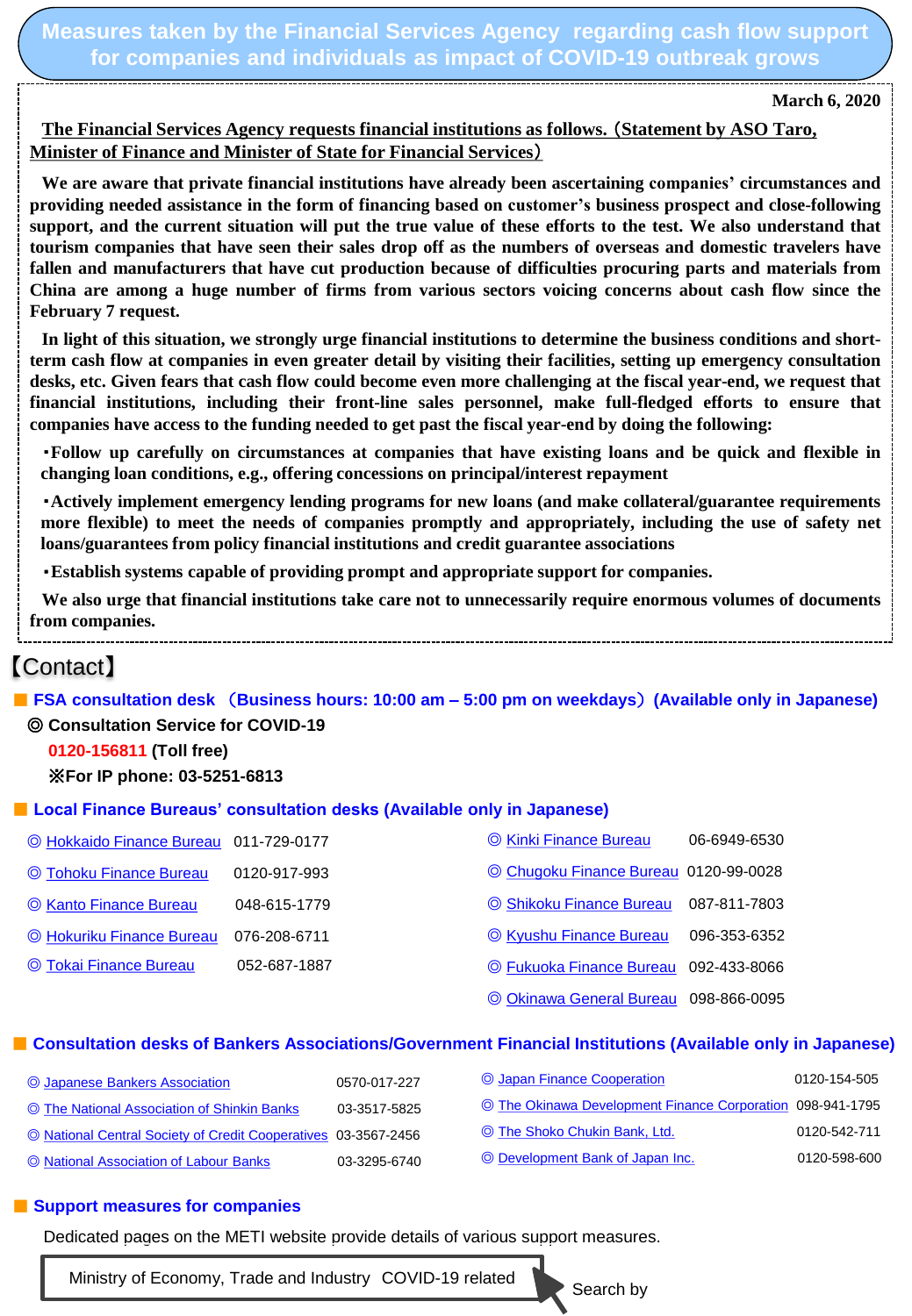# Measures taken by the Financial Services Agency regarding cash flow support for companies and individuals as impact of COVID-19 outbreak grows

**March 6, 2020**

**The Financial Services Agency requests financial institutions as follows.（Statement by ASO Taro, Minister of Finance and Minister of State for Financial Services）**

**We are aware that private financial institutions have already been ascertaining companies' circumstances and providing needed assistance in the form of financing based on customer's business prospect and close-following support, and the current situation will put the true value of these efforts to the test. We also understand that tourism companies that have seen their sales drop off as the numbers of overseas and domestic travelers have fallen and manufacturers that have cut production because of difficulties procuring parts and materials from China are among a huge number of firms from various sectors voicing concerns about cash flow since the February 7 request.**

**In light of this situation, we strongly urge financial institutions to determine the business conditions and short-term cash flow at companies in even greater detail by visiting their facilities, setting up emergency consultation desks, etc. Given fears that cash flow could become even more challenging at the fiscal year-end, we request that financial institutions, including their front-line sales personnel, make full-fledged efforts to ensure that companies have access to the funding needed to get past the fiscal year-end by doing the following:**

- **Follow up carefully on circumstances at companies that have existing loans and be quick and flexible in changing loan conditions, e.g., offering concessions on principal/interest repayment**
- **Actively implement emergency lending programs for new loans (and make collateral/guarantee requirements more flexible) to meet the needs of companies promptly and appropriately, including the use of safety net loans/guarantees from policy financial institutions and credit guarantee associations**
- **Establish systems capable of providing prompt and appropriate support for companies.**

**We also urge that financial institutions take care not to unnecessarily require enormous volumes of documents from companies.**

## 【Contact】

### FSA consultation desk （Business hours: 10:00 am – 5:00 pm on weekdays）(Available only in Japanese)

**◎ Consultation Service for COVID-19**

**0120-156811 (Toll free)**

**※For IP phone: 03-5251-6813**

### Local Finance Bureaus' consultation desks (Available only in Japanese)

| | |
|---|---|
| ◎ Hokkaido Finance Bureau | 011-729-0177 |
| ◎ Tohoku Finance Bureau | 0120-917-993 |
| ◎ Kanto Finance Bureau | 048-615-1779 |
| ◎ Hokuriku Finance Bureau | 076-208-6711 |
| ◎ Tokai Finance Bureau | 052-687-1887 |
| ◎ Kinki Finance Bureau | 06-6949-6530 |
| ◎ Chugoku Finance Bureau | 0120-99-0028 |
| ◎ Shikoku Finance Bureau | 087-811-7803 |
| ◎ Kyushu Finance Bureau | 096-353-6352 |
| ◎ Fukuoka Finance Bureau | 092-433-8066 |
| ◎ Okinawa General Bureau | 098-866-0095 |

### Consultation desks of Bankers Associations/Government Financial Institutions (Available only in Japanese)

| | |
|---|---|
| ◎ Japanese Bankers Association | 0570-017-227 |
| ◎ The National Association of Shinkin Banks | 03-3517-5825 |
| ◎ National Central Society of Credit Cooperatives | 03-3567-2456 |
| ◎ National Association of Labour Banks | 03-3295-6740 |
| ◎ Japan Finance Cooperation | 0120-154-505 |
| ◎ The Okinawa Development Finance Corporation | 098-941-1795 |
| ◎ The Shoko Chukin Bank, Ltd. | 0120-542-711 |
| ◎ Development Bank of Japan Inc. | 0120-598-600 |

### Support measures for companies

Dedicated pages on the METI website provide details of various support measures.

Ministry of Economy, Trade and Industry COVID-19 related

Search by